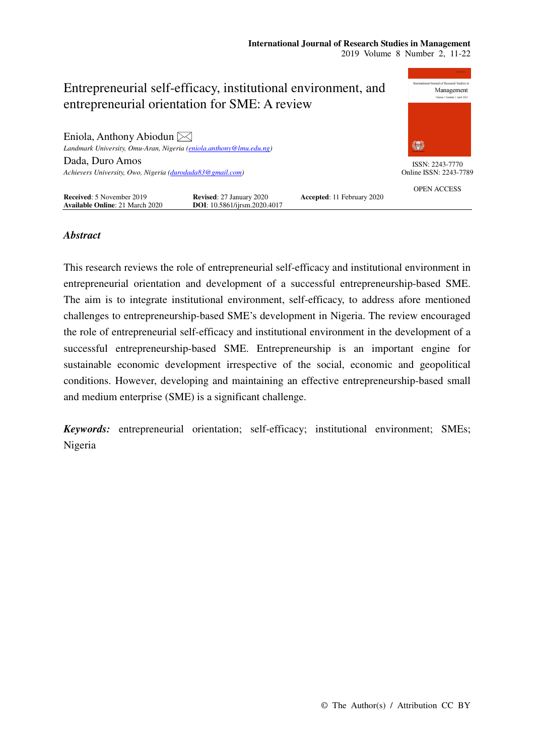# Entrepreneurial self-efficacy, institutional environment, and entrepreneurial orientation for SME: A review

Eniola, Anthony Abiodun
*Landmark University, Omu-Aran, Nigeria (eniola.anthony@lmu.edu.ng)*

Dada, Duro Amos
*Achievers University, Owo, Nigeria (durodada83@gmail.com)*

ISSN: 2243-7770
Online ISSN: 2243-7789

OPEN ACCESS

**Received**: 5 November 2019 **Revised**: 27 January 2020 **Accepted**: 11 February 2020
**Available Online**: 21 March 2020 **DOI**: 10.5861/ijrsm.2020.4017

## *Abstract*

This research reviews the role of entrepreneurial self-efficacy and institutional environment in entrepreneurial orientation and development of a successful entrepreneurship-based SME. The aim is to integrate institutional environment, self-efficacy, to address afore mentioned challenges to entrepreneurship-based SME's development in Nigeria. The review encouraged the role of entrepreneurial self-efficacy and institutional environment in the development of a successful entrepreneurship-based SME. Entrepreneurship is an important engine for sustainable economic development irrespective of the social, economic and geopolitical conditions. However, developing and maintaining an effective entrepreneurship-based small and medium enterprise (SME) is a significant challenge.

***Keywords:*** entrepreneurial orientation; self-efficacy; institutional environment; SMEs; Nigeria

© The Author(s) / Attribution CC BY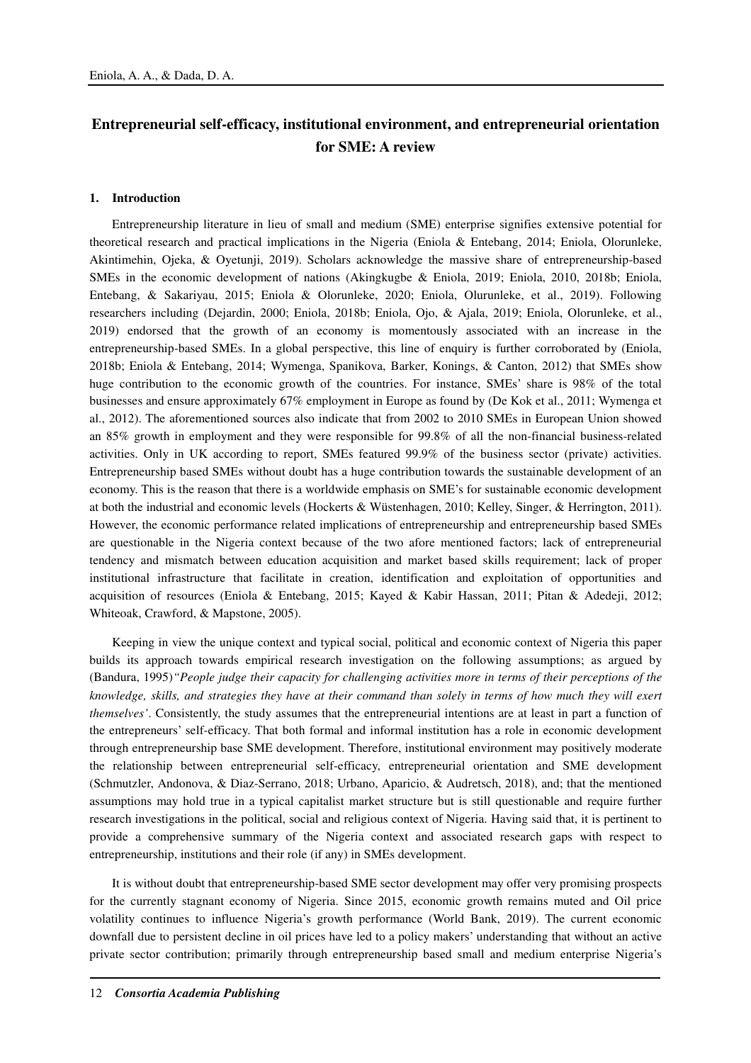# Entrepreneurial self-efficacy, institutional environment, and entrepreneurial orientation for SME: A review

## 1. Introduction

Entrepreneurship literature in lieu of small and medium (SME) enterprise signifies extensive potential for theoretical research and practical implications in the Nigeria (Eniola & Entebang, 2014; Eniola, Olorunleke, Akintimehin, Ojeka, & Oyetunji, 2019). Scholars acknowledge the massive share of entrepreneurship-based SMEs in the economic development of nations (Akingkugbe & Eniola, 2019; Eniola, 2010, 2018b; Eniola, Entebang, & Sakariyau, 2015; Eniola & Olorunleke, 2020; Eniola, Olurunleke, et al., 2019). Following researchers including (Dejardin, 2000; Eniola, 2018b; Eniola, Ojo, & Ajala, 2019; Eniola, Olorunleke, et al., 2019) endorsed that the growth of an economy is momentously associated with an increase in the entrepreneurship-based SMEs. In a global perspective, this line of enquiry is further corroborated by (Eniola, 2018b; Eniola & Entebang, 2014; Wymenga, Spanikova, Barker, Konings, & Canton, 2012) that SMEs show huge contribution to the economic growth of the countries. For instance, SMEs' share is 98% of the total businesses and ensure approximately 67% employment in Europe as found by (De Kok et al., 2011; Wymenga et al., 2012). The aforementioned sources also indicate that from 2002 to 2010 SMEs in European Union showed an 85% growth in employment and they were responsible for 99.8% of all the non-financial business-related activities. Only in UK according to report, SMEs featured 99.9% of the business sector (private) activities. Entrepreneurship based SMEs without doubt has a huge contribution towards the sustainable development of an economy. This is the reason that there is a worldwide emphasis on SME's for sustainable economic development at both the industrial and economic levels (Hockerts & Wüstenhagen, 2010; Kelley, Singer, & Herrington, 2011). However, the economic performance related implications of entrepreneurship and entrepreneurship based SMEs are questionable in the Nigeria context because of the two afore mentioned factors; lack of entrepreneurial tendency and mismatch between education acquisition and market based skills requirement; lack of proper institutional infrastructure that facilitate in creation, identification and exploitation of opportunities and acquisition of resources (Eniola & Entebang, 2015; Kayed & Kabir Hassan, 2011; Pitan & Adedeji, 2012; Whiteoak, Crawford, & Mapstone, 2005).

Keeping in view the unique context and typical social, political and economic context of Nigeria this paper builds its approach towards empirical research investigation on the following assumptions; as argued by (Bandura, 1995)*"People judge their capacity for challenging activities more in terms of their perceptions of the knowledge, skills, and strategies they have at their command than solely in terms of how much they will exert themselves'*. Consistently, the study assumes that the entrepreneurial intentions are at least in part a function of the entrepreneurs' self-efficacy. That both formal and informal institution has a role in economic development through entrepreneurship base SME development. Therefore, institutional environment may positively moderate the relationship between entrepreneurial self-efficacy, entrepreneurial orientation and SME development (Schmutzler, Andonova, & Diaz-Serrano, 2018; Urbano, Aparicio, & Audretsch, 2018), and; that the mentioned assumptions may hold true in a typical capitalist market structure but is still questionable and require further research investigations in the political, social and religious context of Nigeria. Having said that, it is pertinent to provide a comprehensive summary of the Nigeria context and associated research gaps with respect to entrepreneurship, institutions and their role (if any) in SMEs development.

It is without doubt that entrepreneurship-based SME sector development may offer very promising prospects for the currently stagnant economy of Nigeria. Since 2015, economic growth remains muted and Oil price volatility continues to influence Nigeria's growth performance (World Bank, 2019). The current economic downfall due to persistent decline in oil prices have led to a policy makers' understanding that without an active private sector contribution; primarily through entrepreneurship based small and medium enterprise Nigeria's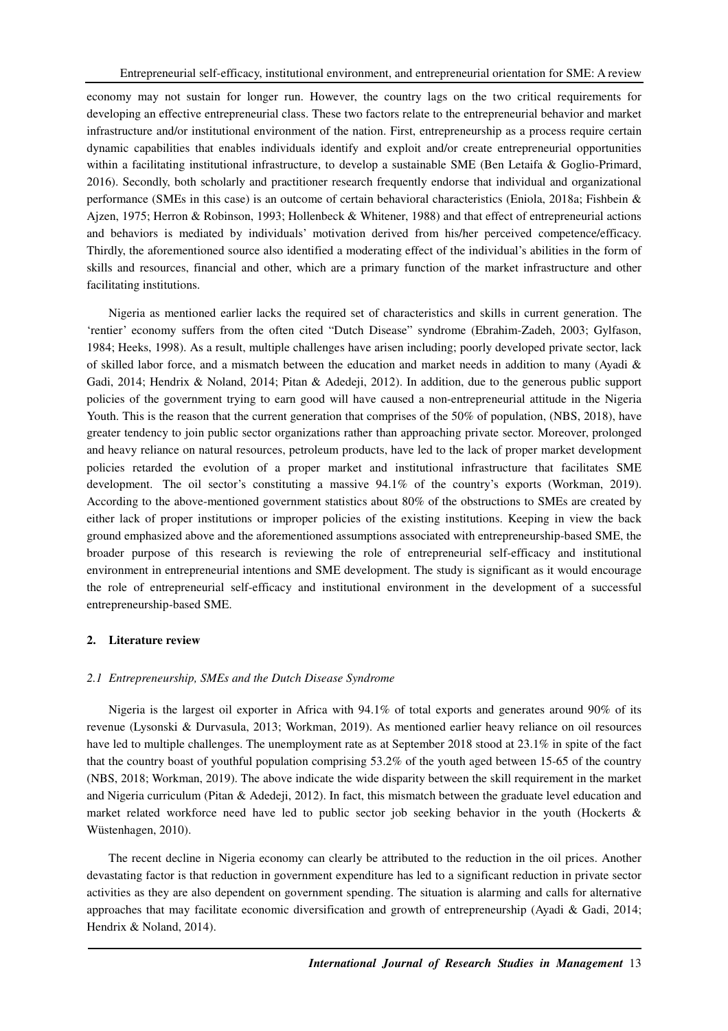economy may not sustain for longer run. However, the country lags on the two critical requirements for developing an effective entrepreneurial class. These two factors relate to the entrepreneurial behavior and market infrastructure and/or institutional environment of the nation. First, entrepreneurship as a process require certain dynamic capabilities that enables individuals identify and exploit and/or create entrepreneurial opportunities within a facilitating institutional infrastructure, to develop a sustainable SME (Ben Letaifa & Goglio-Primard, 2016). Secondly, both scholarly and practitioner research frequently endorse that individual and organizational performance (SMEs in this case) is an outcome of certain behavioral characteristics (Eniola, 2018a; Fishbein & Ajzen, 1975; Herron & Robinson, 1993; Hollenbeck & Whitener, 1988) and that effect of entrepreneurial actions and behaviors is mediated by individuals' motivation derived from his/her perceived competence/efficacy. Thirdly, the aforementioned source also identified a moderating effect of the individual's abilities in the form of skills and resources, financial and other, which are a primary function of the market infrastructure and other facilitating institutions.

Nigeria as mentioned earlier lacks the required set of characteristics and skills in current generation. The 'rentier' economy suffers from the often cited "Dutch Disease" syndrome (Ebrahim-Zadeh, 2003; Gylfason, 1984; Heeks, 1998). As a result, multiple challenges have arisen including; poorly developed private sector, lack of skilled labor force, and a mismatch between the education and market needs in addition to many (Ayadi & Gadi, 2014; Hendrix & Noland, 2014; Pitan & Adedeji, 2012). In addition, due to the generous public support policies of the government trying to earn good will have caused a non-entrepreneurial attitude in the Nigeria Youth. This is the reason that the current generation that comprises of the 50% of population, (NBS, 2018), have greater tendency to join public sector organizations rather than approaching private sector. Moreover, prolonged and heavy reliance on natural resources, petroleum products, have led to the lack of proper market development policies retarded the evolution of a proper market and institutional infrastructure that facilitates SME development. The oil sector's constituting a massive 94.1% of the country's exports (Workman, 2019). According to the above-mentioned government statistics about 80% of the obstructions to SMEs are created by either lack of proper institutions or improper policies of the existing institutions. Keeping in view the back ground emphasized above and the aforementioned assumptions associated with entrepreneurship-based SME, the broader purpose of this research is reviewing the role of entrepreneurial self-efficacy and institutional environment in entrepreneurial intentions and SME development. The study is significant as it would encourage the role of entrepreneurial self-efficacy and institutional environment in the development of a successful entrepreneurship-based SME.

## 2. Literature review

### *2.1 Entrepreneurship, SMEs and the Dutch Disease Syndrome*

Nigeria is the largest oil exporter in Africa with 94.1% of total exports and generates around 90% of its revenue (Lysonski & Durvasula, 2013; Workman, 2019). As mentioned earlier heavy reliance on oil resources have led to multiple challenges. The unemployment rate as at September 2018 stood at 23.1% in spite of the fact that the country boast of youthful population comprising 53.2% of the youth aged between 15-65 of the country (NBS, 2018; Workman, 2019). The above indicate the wide disparity between the skill requirement in the market and Nigeria curriculum (Pitan & Adedeji, 2012). In fact, this mismatch between the graduate level education and market related workforce need have led to public sector job seeking behavior in the youth (Hockerts & Wüstenhagen, 2010).

The recent decline in Nigeria economy can clearly be attributed to the reduction in the oil prices. Another devastating factor is that reduction in government expenditure has led to a significant reduction in private sector activities as they are also dependent on government spending. The situation is alarming and calls for alternative approaches that may facilitate economic diversification and growth of entrepreneurship (Ayadi & Gadi, 2014; Hendrix & Noland, 2014).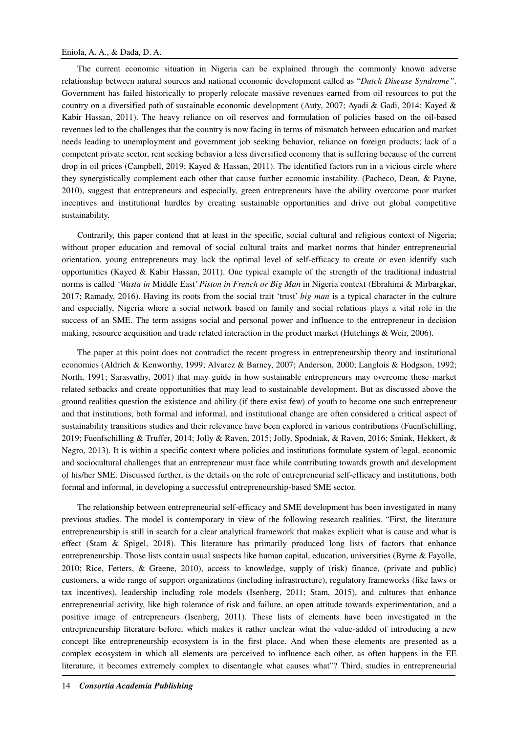The current economic situation in Nigeria can be explained through the commonly known adverse relationship between natural sources and national economic development called as "*Dutch Disease Syndrome"*. Government has failed historically to properly relocate massive revenues earned from oil resources to put the country on a diversified path of sustainable economic development (Auty, 2007; Ayadi & Gadi, 2014; Kayed & Kabir Hassan, 2011). The heavy reliance on oil reserves and formulation of policies based on the oil-based revenues led to the challenges that the country is now facing in terms of mismatch between education and market needs leading to unemployment and government job seeking behavior, reliance on foreign products; lack of a competent private sector, rent seeking behavior a less diversified economy that is suffering because of the current drop in oil prices (Campbell, 2019; Kayed & Hassan, 2011). The identified factors run in a vicious circle where they synergistically complement each other that cause further economic instability. (Pacheco, Dean, & Payne, 2010), suggest that entrepreneurs and especially, green entrepreneurs have the ability overcome poor market incentives and institutional hurdles by creating sustainable opportunities and drive out global competitive sustainability.

Contrarily, this paper contend that at least in the specific, social cultural and religious context of Nigeria; without proper education and removal of social cultural traits and market norms that hinder entrepreneurial orientation, young entrepreneurs may lack the optimal level of self-efficacy to create or even identify such opportunities (Kayed & Kabir Hassan, 2011). One typical example of the strength of the traditional industrial norms is called *'Wasta in* Middle East*' Piston in French or Big Man* in Nigeria context (Ebrahimi & Mirbargkar, 2017; Ramady, 2016). Having its roots from the social trait 'trust' *big man* is a typical character in the culture and especially, Nigeria where a social network based on family and social relations plays a vital role in the success of an SME. The term assigns social and personal power and influence to the entrepreneur in decision making, resource acquisition and trade related interaction in the product market (Hutchings & Weir, 2006).

The paper at this point does not contradict the recent progress in entrepreneurship theory and institutional economics (Aldrich & Kenworthy, 1999; Alvarez & Barney, 2007; Anderson, 2000; Langlois & Hodgson, 1992; North, 1991; Sarasvathy, 2001) that may guide in how sustainable entrepreneurs may overcome these market related setbacks and create opportunities that may lead to sustainable development. But as discussed above the ground realities question the existence and ability (if there exist few) of youth to become one such entrepreneur and that institutions, both formal and informal, and institutional change are often considered a critical aspect of sustainability transitions studies and their relevance have been explored in various contributions (Fuenfschilling, 2019; Fuenfschilling & Truffer, 2014; Jolly & Raven, 2015; Jolly, Spodniak, & Raven, 2016; Smink, Hekkert, & Negro, 2013). It is within a specific context where policies and institutions formulate system of legal, economic and sociocultural challenges that an entrepreneur must face while contributing towards growth and development of his/her SME. Discussed further, is the details on the role of entrepreneurial self-efficacy and institutions, both formal and informal, in developing a successful entrepreneurship-based SME sector.

The relationship between entrepreneurial self-efficacy and SME development has been investigated in many previous studies. The model is contemporary in view of the following research realities. "First, the literature entrepreneurship is still in search for a clear analytical framework that makes explicit what is cause and what is effect (Stam & Spigel, 2018). This literature has primarily produced long lists of factors that enhance entrepreneurship. Those lists contain usual suspects like human capital, education, universities (Byrne & Fayolle, 2010; Rice, Fetters, & Greene, 2010), access to knowledge, supply of (risk) finance, (private and public) customers, a wide range of support organizations (including infrastructure), regulatory frameworks (like laws or tax incentives), leadership including role models (Isenberg, 2011; Stam, 2015), and cultures that enhance entrepreneurial activity, like high tolerance of risk and failure, an open attitude towards experimentation, and a positive image of entrepreneurs (Isenberg, 2011). These lists of elements have been investigated in the entrepreneurship literature before, which makes it rather unclear what the value-added of introducing a new concept like entrepreneurship ecosystem is in the first place. And when these elements are presented as a complex ecosystem in which all elements are perceived to influence each other, as often happens in the EE literature, it becomes extremely complex to disentangle what causes what"? Third, studies in entrepreneurial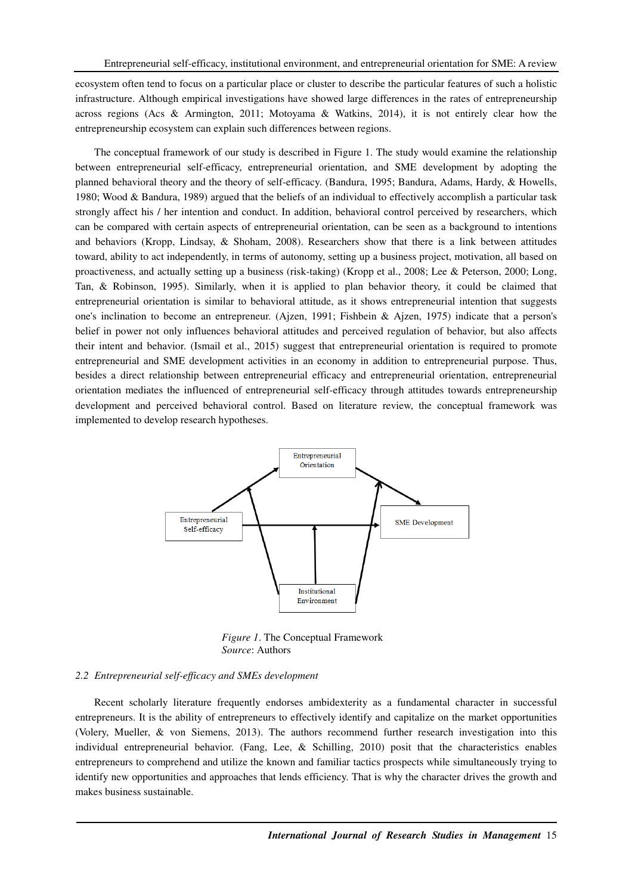ecosystem often tend to focus on a particular place or cluster to describe the particular features of such a holistic infrastructure. Although empirical investigations have showed large differences in the rates of entrepreneurship across regions (Acs & Armington, 2011; Motoyama & Watkins, 2014), it is not entirely clear how the entrepreneurship ecosystem can explain such differences between regions.

The conceptual framework of our study is described in Figure 1. The study would examine the relationship between entrepreneurial self-efficacy, entrepreneurial orientation, and SME development by adopting the planned behavioral theory and the theory of self-efficacy. (Bandura, 1995; Bandura, Adams, Hardy, & Howells, 1980; Wood & Bandura, 1989) argued that the beliefs of an individual to effectively accomplish a particular task strongly affect his / her intention and conduct. In addition, behavioral control perceived by researchers, which can be compared with certain aspects of entrepreneurial orientation, can be seen as a background to intentions and behaviors (Kropp, Lindsay, & Shoham, 2008). Researchers show that there is a link between attitudes toward, ability to act independently, in terms of autonomy, setting up a business project, motivation, all based on proactiveness, and actually setting up a business (risk-taking) (Kropp et al., 2008; Lee & Peterson, 2000; Long, Tan, & Robinson, 1995). Similarly, when it is applied to plan behavior theory, it could be claimed that entrepreneurial orientation is similar to behavioral attitude, as it shows entrepreneurial intention that suggests one's inclination to become an entrepreneur. (Ajzen, 1991; Fishbein & Ajzen, 1975) indicate that a person's belief in power not only influences behavioral attitudes and perceived regulation of behavior, but also affects their intent and behavior. (Ismail et al., 2015) suggest that entrepreneurial orientation is required to promote entrepreneurial and SME development activities in an economy in addition to entrepreneurial purpose. Thus, besides a direct relationship between entrepreneurial efficacy and entrepreneurial orientation, entrepreneurial orientation mediates the influenced of entrepreneurial self-efficacy through attitudes towards entrepreneurship development and perceived behavioral control. Based on literature review, the conceptual framework was implemented to develop research hypotheses.

*Figure 1*. The Conceptual Framework
*Source*: Authors

### 2.2 *Entrepreneurial self-efficacy and SMEs development*

Recent scholarly literature frequently endorses ambidexterity as a fundamental character in successful entrepreneurs. It is the ability of entrepreneurs to effectively identify and capitalize on the market opportunities (Volery, Mueller, & von Siemens, 2013). The authors recommend further research investigation into this individual entrepreneurial behavior. (Fang, Lee, & Schilling, 2010) posit that the characteristics enables entrepreneurs to comprehend and utilize the known and familiar tactics prospects while simultaneously trying to identify new opportunities and approaches that lends efficiency. That is why the character drives the growth and makes business sustainable.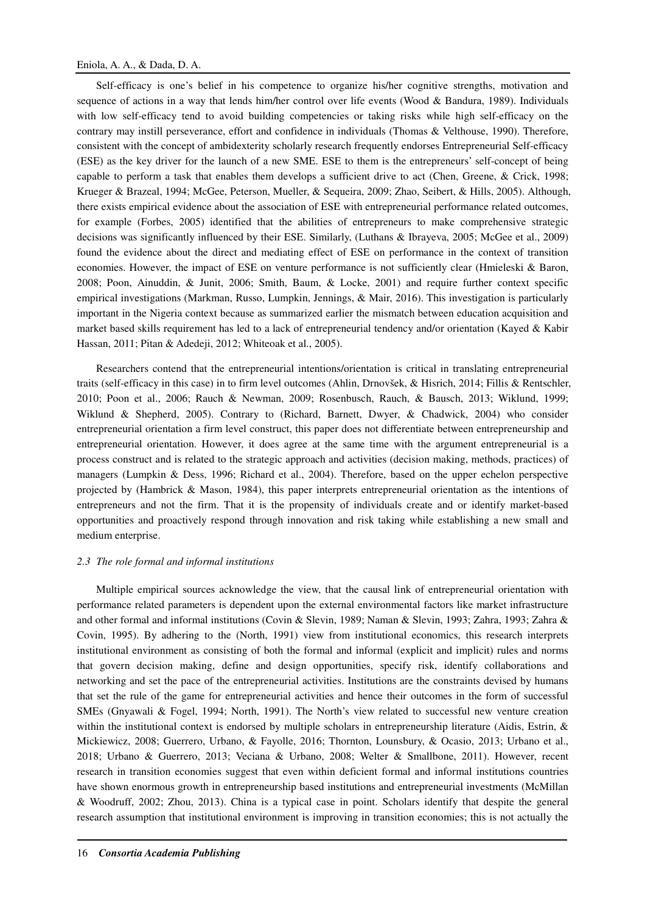Self-efficacy is one's belief in his competence to organize his/her cognitive strengths, motivation and sequence of actions in a way that lends him/her control over life events (Wood & Bandura, 1989). Individuals with low self-efficacy tend to avoid building competencies or taking risks while high self-efficacy on the contrary may instill perseverance, effort and confidence in individuals (Thomas & Velthouse, 1990). Therefore, consistent with the concept of ambidexterity scholarly research frequently endorses Entrepreneurial Self-efficacy (ESE) as the key driver for the launch of a new SME. ESE to them is the entrepreneurs' self-concept of being capable to perform a task that enables them develops a sufficient drive to act (Chen, Greene, & Crick, 1998; Krueger & Brazeal, 1994; McGee, Peterson, Mueller, & Sequeira, 2009; Zhao, Seibert, & Hills, 2005). Although, there exists empirical evidence about the association of ESE with entrepreneurial performance related outcomes, for example (Forbes, 2005) identified that the abilities of entrepreneurs to make comprehensive strategic decisions was significantly influenced by their ESE. Similarly, (Luthans & Ibrayeva, 2005; McGee et al., 2009) found the evidence about the direct and mediating effect of ESE on performance in the context of transition economies. However, the impact of ESE on venture performance is not sufficiently clear (Hmieleski & Baron, 2008; Poon, Ainuddin, & Junit, 2006; Smith, Baum, & Locke, 2001) and require further context specific empirical investigations (Markman, Russo, Lumpkin, Jennings, & Mair, 2016). This investigation is particularly important in the Nigeria context because as summarized earlier the mismatch between education acquisition and market based skills requirement has led to a lack of entrepreneurial tendency and/or orientation (Kayed & Kabir Hassan, 2011; Pitan & Adedeji, 2012; Whiteoak et al., 2005).

Researchers contend that the entrepreneurial intentions/orientation is critical in translating entrepreneurial traits (self-efficacy in this case) in to firm level outcomes (Ahlin, Drnovšek, & Hisrich, 2014; Fillis & Rentschler, 2010; Poon et al., 2006; Rauch & Newman, 2009; Rosenbusch, Rauch, & Bausch, 2013; Wiklund, 1999; Wiklund & Shepherd, 2005). Contrary to (Richard, Barnett, Dwyer, & Chadwick, 2004) who consider entrepreneurial orientation a firm level construct, this paper does not differentiate between entrepreneurship and entrepreneurial orientation. However, it does agree at the same time with the argument entrepreneurial is a process construct and is related to the strategic approach and activities (decision making, methods, practices) of managers (Lumpkin & Dess, 1996; Richard et al., 2004). Therefore, based on the upper echelon perspective projected by (Hambrick & Mason, 1984), this paper interprets entrepreneurial orientation as the intentions of entrepreneurs and not the firm. That it is the propensity of individuals create and or identify market-based opportunities and proactively respond through innovation and risk taking while establishing a new small and medium enterprise.

### *2.3 The role formal and informal institutions*

Multiple empirical sources acknowledge the view, that the causal link of entrepreneurial orientation with performance related parameters is dependent upon the external environmental factors like market infrastructure and other formal and informal institutions (Covin & Slevin, 1989; Naman & Slevin, 1993; Zahra, 1993; Zahra & Covin, 1995). By adhering to the (North, 1991) view from institutional economics, this research interprets institutional environment as consisting of both the formal and informal (explicit and implicit) rules and norms that govern decision making, define and design opportunities, specify risk, identify collaborations and networking and set the pace of the entrepreneurial activities. Institutions are the constraints devised by humans that set the rule of the game for entrepreneurial activities and hence their outcomes in the form of successful SMEs (Gnyawali & Fogel, 1994; North, 1991). The North's view related to successful new venture creation within the institutional context is endorsed by multiple scholars in entrepreneurship literature (Aidis, Estrin, & Mickiewicz, 2008; Guerrero, Urbano, & Fayolle, 2016; Thornton, Lounsbury, & Ocasio, 2013; Urbano et al., 2018; Urbano & Guerrero, 2013; Veciana & Urbano, 2008; Welter & Smallbone, 2011). However, recent research in transition economies suggest that even within deficient formal and informal institutions countries have shown enormous growth in entrepreneurship based institutions and entrepreneurial investments (McMillan & Woodruff, 2002; Zhou, 2013). China is a typical case in point. Scholars identify that despite the general research assumption that institutional environment is improving in transition economies; this is not actually the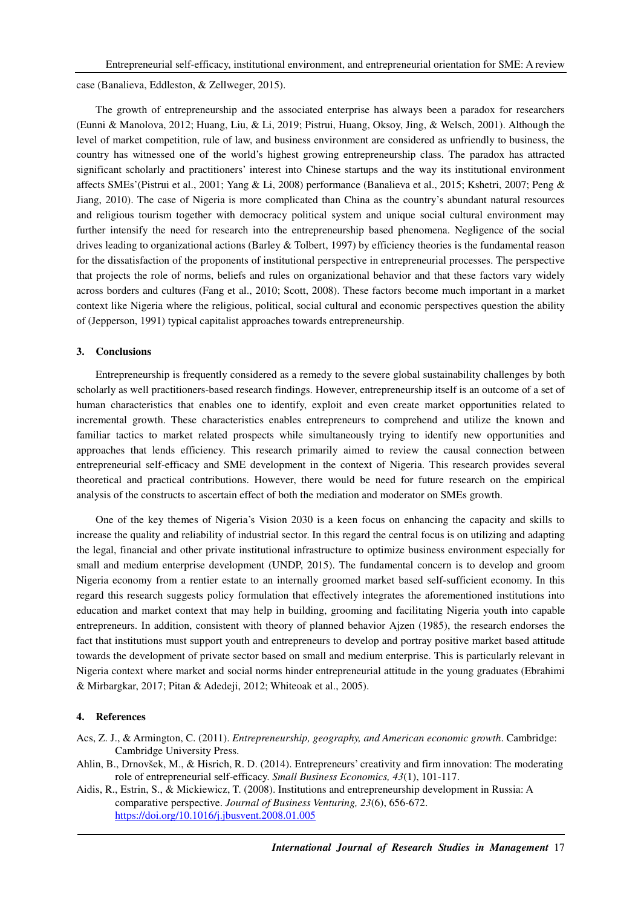case (Banalieva, Eddleston, & Zellweger, 2015).

The growth of entrepreneurship and the associated enterprise has always been a paradox for researchers (Eunni & Manolova, 2012; Huang, Liu, & Li, 2019; Pistrui, Huang, Oksoy, Jing, & Welsch, 2001). Although the level of market competition, rule of law, and business environment are considered as unfriendly to business, the country has witnessed one of the world's highest growing entrepreneurship class. The paradox has attracted significant scholarly and practitioners' interest into Chinese startups and the way its institutional environment affects SMEs'(Pistrui et al., 2001; Yang & Li, 2008) performance (Banalieva et al., 2015; Kshetri, 2007; Peng & Jiang, 2010). The case of Nigeria is more complicated than China as the country's abundant natural resources and religious tourism together with democracy political system and unique social cultural environment may further intensify the need for research into the entrepreneurship based phenomena. Negligence of the social drives leading to organizational actions (Barley & Tolbert, 1997) by efficiency theories is the fundamental reason for the dissatisfaction of the proponents of institutional perspective in entrepreneurial processes. The perspective that projects the role of norms, beliefs and rules on organizational behavior and that these factors vary widely across borders and cultures (Fang et al., 2010; Scott, 2008). These factors become much important in a market context like Nigeria where the religious, political, social cultural and economic perspectives question the ability of (Jepperson, 1991) typical capitalist approaches towards entrepreneurship.

## 3. Conclusions

Entrepreneurship is frequently considered as a remedy to the severe global sustainability challenges by both scholarly as well practitioners-based research findings. However, entrepreneurship itself is an outcome of a set of human characteristics that enables one to identify, exploit and even create market opportunities related to incremental growth. These characteristics enables entrepreneurs to comprehend and utilize the known and familiar tactics to market related prospects while simultaneously trying to identify new opportunities and approaches that lends efficiency. This research primarily aimed to review the causal connection between entrepreneurial self-efficacy and SME development in the context of Nigeria. This research provides several theoretical and practical contributions. However, there would be need for future research on the empirical analysis of the constructs to ascertain effect of both the mediation and moderator on SMEs growth.

One of the key themes of Nigeria's Vision 2030 is a keen focus on enhancing the capacity and skills to increase the quality and reliability of industrial sector. In this regard the central focus is on utilizing and adapting the legal, financial and other private institutional infrastructure to optimize business environment especially for small and medium enterprise development (UNDP, 2015). The fundamental concern is to develop and groom Nigeria economy from a rentier estate to an internally groomed market based self-sufficient economy. In this regard this research suggests policy formulation that effectively integrates the aforementioned institutions into education and market context that may help in building, grooming and facilitating Nigeria youth into capable entrepreneurs. In addition, consistent with theory of planned behavior Ajzen (1985), the research endorses the fact that institutions must support youth and entrepreneurs to develop and portray positive market based attitude towards the development of private sector based on small and medium enterprise. This is particularly relevant in Nigeria context where market and social norms hinder entrepreneurial attitude in the young graduates (Ebrahimi & Mirbargkar, 2017; Pitan & Adedeji, 2012; Whiteoak et al., 2005).

## 4. References

Acs, Z. J., & Armington, C. (2011). *Entrepreneurship, geography, and American economic growth*. Cambridge: Cambridge University Press.

Ahlin, B., Drnovšek, M., & Hisrich, R. D. (2014). Entrepreneurs' creativity and firm innovation: The moderating role of entrepreneurial self-efficacy. *Small Business Economics, 43*(1), 101-117.

Aidis, R., Estrin, S., & Mickiewicz, T. (2008). Institutions and entrepreneurship development in Russia: A comparative perspective. *Journal of Business Venturing, 23*(6), 656-672. https://doi.org/10.1016/j.jbusvent.2008.01.005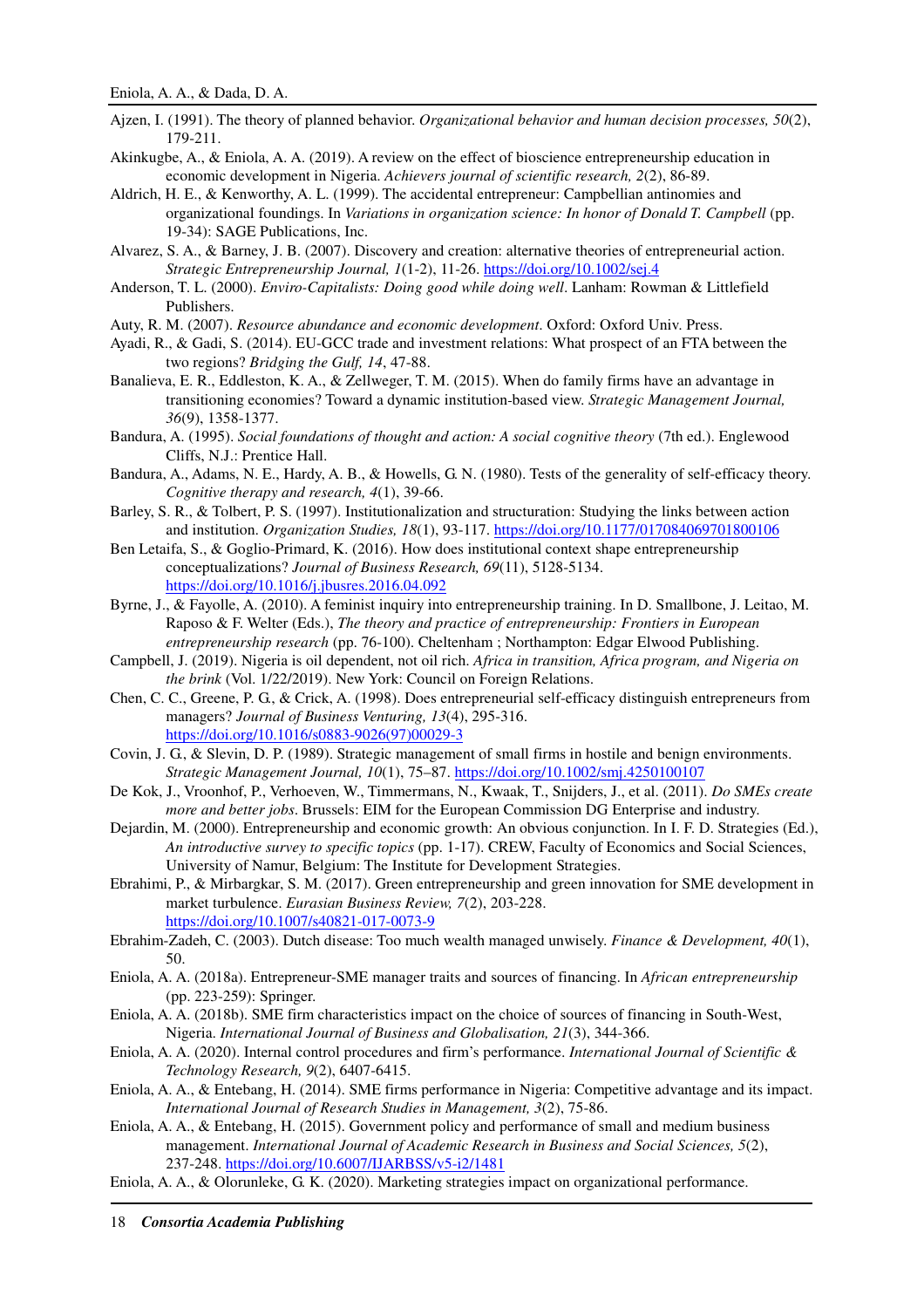Ajzen, I. (1991). The theory of planned behavior. *Organizational behavior and human decision processes, 50*(2), 179-211.

Akinkugbe, A., & Eniola, A. A. (2019). A review on the effect of bioscience entrepreneurship education in economic development in Nigeria. *Achievers journal of scientific research, 2*(2), 86-89.

Aldrich, H. E., & Kenworthy, A. L. (1999). The accidental entrepreneur: Campbellian antinomies and organizational foundings. In *Variations in organization science: In honor of Donald T. Campbell* (pp. 19-34): SAGE Publications, Inc.

Alvarez, S. A., & Barney, J. B. (2007). Discovery and creation: alternative theories of entrepreneurial action. *Strategic Entrepreneurship Journal, 1*(1-2), 11-26. https://doi.org/10.1002/sej.4

Anderson, T. L. (2000). *Enviro-Capitalists: Doing good while doing well*. Lanham: Rowman & Littlefield Publishers.

Auty, R. M. (2007). *Resource abundance and economic development*. Oxford: Oxford Univ. Press.

Ayadi, R., & Gadi, S. (2014). EU-GCC trade and investment relations: What prospect of an FTA between the two regions? *Bridging the Gulf, 14*, 47-88.

Banalieva, E. R., Eddleston, K. A., & Zellweger, T. M. (2015). When do family firms have an advantage in transitioning economies? Toward a dynamic institution-based view. *Strategic Management Journal, 36*(9), 1358-1377.

Bandura, A. (1995). *Social foundations of thought and action: A social cognitive theory* (7th ed.). Englewood Cliffs, N.J.: Prentice Hall.

Bandura, A., Adams, N. E., Hardy, A. B., & Howells, G. N. (1980). Tests of the generality of self-efficacy theory. *Cognitive therapy and research, 4*(1), 39-66.

Barley, S. R., & Tolbert, P. S. (1997). Institutionalization and structuration: Studying the links between action and institution. *Organization Studies, 18*(1), 93-117. https://doi.org/10.1177/017084069701800106

Ben Letaifa, S., & Goglio-Primard, K. (2016). How does institutional context shape entrepreneurship conceptualizations? *Journal of Business Research, 69*(11), 5128-5134. https://doi.org/10.1016/j.jbusres.2016.04.092

Byrne, J., & Fayolle, A. (2010). A feminist inquiry into entrepreneurship training. In D. Smallbone, J. Leitao, M. Raposo & F. Welter (Eds.), *The theory and practice of entrepreneurship: Frontiers in European entrepreneurship research* (pp. 76-100). Cheltenham ; Northampton: Edgar Elwood Publishing.

Campbell, J. (2019). Nigeria is oil dependent, not oil rich. *Africa in transition, Africa program, and Nigeria on the brink* (Vol. 1/22/2019). New York: Council on Foreign Relations.

Chen, C. C., Greene, P. G., & Crick, A. (1998). Does entrepreneurial self-efficacy distinguish entrepreneurs from managers? *Journal of Business Venturing, 13*(4), 295-316. https://doi.org/10.1016/s0883-9026(97)00029-3

Covin, J. G., & Slevin, D. P. (1989). Strategic management of small firms in hostile and benign environments. *Strategic Management Journal, 10*(1), 75–87. https://doi.org/10.1002/smj.4250100107

De Kok, J., Vroonhof, P., Verhoeven, W., Timmermans, N., Kwaak, T., Snijders, J., et al. (2011). *Do SMEs create more and better jobs*. Brussels: EIM for the European Commission DG Enterprise and industry.

Dejardin, M. (2000). Entrepreneurship and economic growth: An obvious conjunction. In I. F. D. Strategies (Ed.), *An introductive survey to specific topics* (pp. 1-17). CREW, Faculty of Economics and Social Sciences, University of Namur, Belgium: The Institute for Development Strategies.

Ebrahimi, P., & Mirbargkar, S. M. (2017). Green entrepreneurship and green innovation for SME development in market turbulence. *Eurasian Business Review, 7*(2), 203-228. https://doi.org/10.1007/s40821-017-0073-9

Ebrahim-Zadeh, C. (2003). Dutch disease: Too much wealth managed unwisely. *Finance & Development, 40*(1), 50.

Eniola, A. A. (2018a). Entrepreneur-SME manager traits and sources of financing. In *African entrepreneurship* (pp. 223-259): Springer.

Eniola, A. A. (2018b). SME firm characteristics impact on the choice of sources of financing in South-West, Nigeria. *International Journal of Business and Globalisation, 21*(3), 344-366.

Eniola, A. A. (2020). Internal control procedures and firm's performance. *International Journal of Scientific & Technology Research, 9*(2), 6407-6415.

Eniola, A. A., & Entebang, H. (2014). SME firms performance in Nigeria: Competitive advantage and its impact. *International Journal of Research Studies in Management, 3*(2), 75-86.

Eniola, A. A., & Entebang, H. (2015). Government policy and performance of small and medium business management. *International Journal of Academic Research in Business and Social Sciences, 5*(2), 237-248. https://doi.org/10.6007/IJARBSS/v5-i2/1481

Eniola, A. A., & Olorunleke, G. K. (2020). Marketing strategies impact on organizational performance.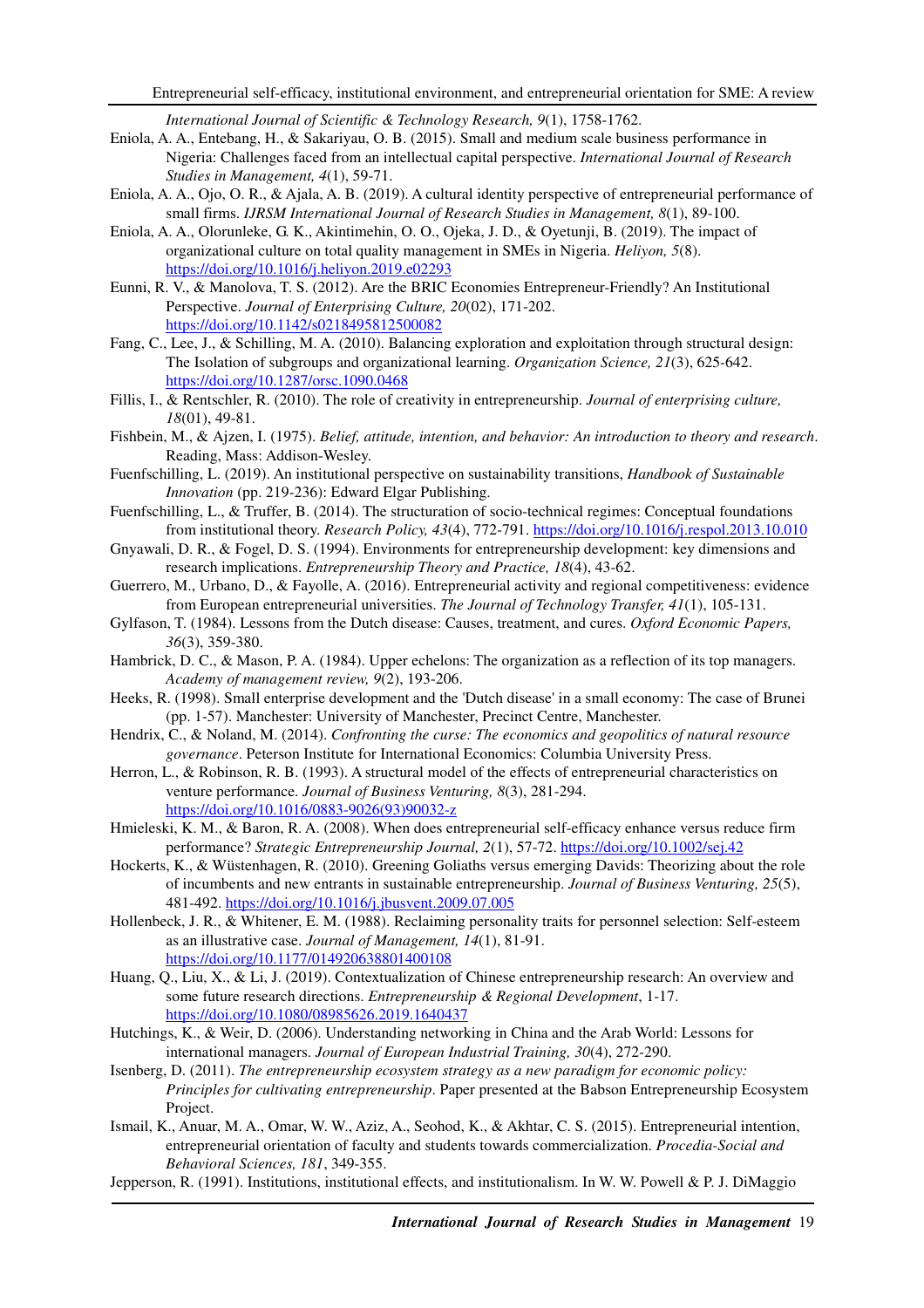*International Journal of Scientific & Technology Research, 9*(1), 1758-1762.

Eniola, A. A., Entebang, H., & Sakariyau, O. B. (2015). Small and medium scale business performance in Nigeria: Challenges faced from an intellectual capital perspective. *International Journal of Research Studies in Management, 4*(1), 59-71.

Eniola, A. A., Ojo, O. R., & Ajala, A. B. (2019). A cultural identity perspective of entrepreneurial performance of small firms. *IJRSM International Journal of Research Studies in Management, 8*(1), 89-100.

Eniola, A. A., Olorunleke, G. K., Akintimehin, O. O., Ojeka, J. D., & Oyetunji, B. (2019). The impact of organizational culture on total quality management in SMEs in Nigeria. *Heliyon, 5*(8). https://doi.org/10.1016/j.heliyon.2019.e02293

Eunni, R. V., & Manolova, T. S. (2012). Are the BRIC Economies Entrepreneur-Friendly? An Institutional Perspective. *Journal of Enterprising Culture, 20*(02), 171-202. https://doi.org/10.1142/s0218495812500082

Fang, C., Lee, J., & Schilling, M. A. (2010). Balancing exploration and exploitation through structural design: The Isolation of subgroups and organizational learning. *Organization Science, 21*(3), 625-642. https://doi.org/10.1287/orsc.1090.0468

Fillis, I., & Rentschler, R. (2010). The role of creativity in entrepreneurship. *Journal of enterprising culture, 18*(01), 49-81.

Fishbein, M., & Ajzen, I. (1975). *Belief, attitude, intention, and behavior: An introduction to theory and research*. Reading, Mass: Addison-Wesley.

Fuenfschilling, L. (2019). An institutional perspective on sustainability transitions, *Handbook of Sustainable Innovation* (pp. 219-236): Edward Elgar Publishing.

Fuenfschilling, L., & Truffer, B. (2014). The structuration of socio-technical regimes: Conceptual foundations from institutional theory. *Research Policy, 43*(4), 772-791. https://doi.org/10.1016/j.respol.2013.10.010

Gnyawali, D. R., & Fogel, D. S. (1994). Environments for entrepreneurship development: key dimensions and research implications. *Entrepreneurship Theory and Practice, 18*(4), 43-62.

Guerrero, M., Urbano, D., & Fayolle, A. (2016). Entrepreneurial activity and regional competitiveness: evidence from European entrepreneurial universities. *The Journal of Technology Transfer, 41*(1), 105-131.

Gylfason, T. (1984). Lessons from the Dutch disease: Causes, treatment, and cures. *Oxford Economic Papers, 36*(3), 359-380.

Hambrick, D. C., & Mason, P. A. (1984). Upper echelons: The organization as a reflection of its top managers. *Academy of management review, 9*(2), 193-206.

Heeks, R. (1998). Small enterprise development and the 'Dutch disease' in a small economy: The case of Brunei (pp. 1-57). Manchester: University of Manchester, Precinct Centre, Manchester.

Hendrix, C., & Noland, M. (2014). *Confronting the curse: The economics and geopolitics of natural resource governance*. Peterson Institute for International Economics: Columbia University Press.

Herron, L., & Robinson, R. B. (1993). A structural model of the effects of entrepreneurial characteristics on venture performance. *Journal of Business Venturing, 8*(3), 281-294. https://doi.org/10.1016/0883-9026(93)90032-z

Hmieleski, K. M., & Baron, R. A. (2008). When does entrepreneurial self-efficacy enhance versus reduce firm performance? *Strategic Entrepreneurship Journal, 2*(1), 57-72. https://doi.org/10.1002/sej.42

Hockerts, K., & Wüstenhagen, R. (2010). Greening Goliaths versus emerging Davids: Theorizing about the role of incumbents and new entrants in sustainable entrepreneurship. *Journal of Business Venturing, 25*(5), 481-492. https://doi.org/10.1016/j.jbusvent.2009.07.005

Hollenbeck, J. R., & Whitener, E. M. (1988). Reclaiming personality traits for personnel selection: Self-esteem as an illustrative case. *Journal of Management, 14*(1), 81-91. https://doi.org/10.1177/014920638801400108

Huang, Q., Liu, X., & Li, J. (2019). Contextualization of Chinese entrepreneurship research: An overview and some future research directions. *Entrepreneurship & Regional Development*, 1-17. https://doi.org/10.1080/08985626.2019.1640437

Hutchings, K., & Weir, D. (2006). Understanding networking in China and the Arab World: Lessons for international managers. *Journal of European Industrial Training, 30*(4), 272-290.

Isenberg, D. (2011). *The entrepreneurship ecosystem strategy as a new paradigm for economic policy: Principles for cultivating entrepreneurship*. Paper presented at the Babson Entrepreneurship Ecosystem Project.

Ismail, K., Anuar, M. A., Omar, W. W., Aziz, A., Seohod, K., & Akhtar, C. S. (2015). Entrepreneurial intention, entrepreneurial orientation of faculty and students towards commercialization. *Procedia-Social and Behavioral Sciences, 181*, 349-355.

Jepperson, R. (1991). Institutions, institutional effects, and institutionalism. In W. W. Powell & P. J. DiMaggio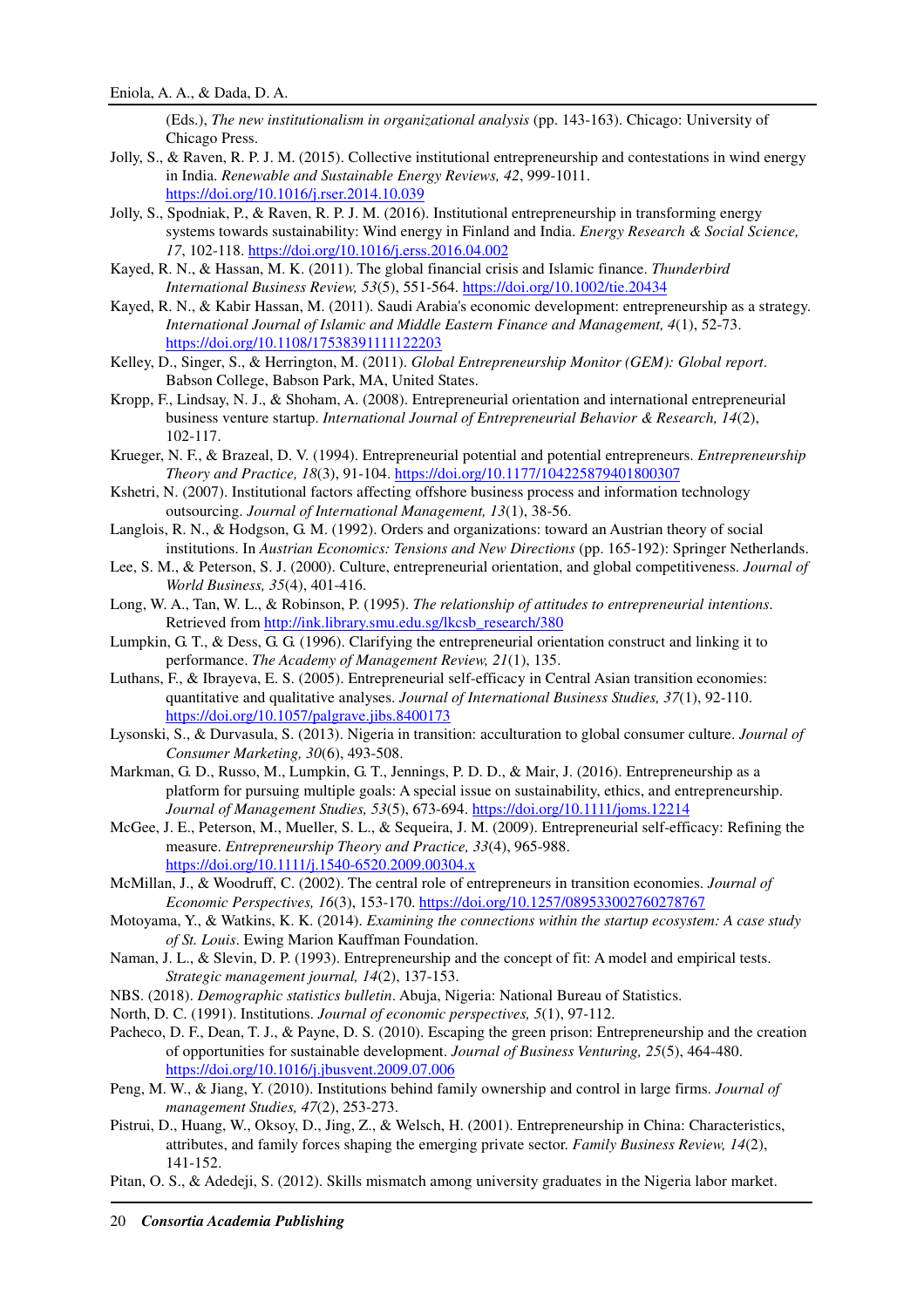(Eds.), *The new institutionalism in organizational analysis* (pp. 143-163). Chicago: University of Chicago Press.

Jolly, S., & Raven, R. P. J. M. (2015). Collective institutional entrepreneurship and contestations in wind energy in India. *Renewable and Sustainable Energy Reviews, 42*, 999-1011. https://doi.org/10.1016/j.rser.2014.10.039

Jolly, S., Spodniak, P., & Raven, R. P. J. M. (2016). Institutional entrepreneurship in transforming energy systems towards sustainability: Wind energy in Finland and India. *Energy Research & Social Science, 17*, 102-118. https://doi.org/10.1016/j.erss.2016.04.002

Kayed, R. N., & Hassan, M. K. (2011). The global financial crisis and Islamic finance. *Thunderbird International Business Review, 53*(5), 551-564. https://doi.org/10.1002/tie.20434

Kayed, R. N., & Kabir Hassan, M. (2011). Saudi Arabia's economic development: entrepreneurship as a strategy. *International Journal of Islamic and Middle Eastern Finance and Management, 4*(1), 52-73. https://doi.org/10.1108/17538391111122203

Kelley, D., Singer, S., & Herrington, M. (2011). *Global Entrepreneurship Monitor (GEM): Global report*. Babson College, Babson Park, MA, United States.

Kropp, F., Lindsay, N. J., & Shoham, A. (2008). Entrepreneurial orientation and international entrepreneurial business venture startup. *International Journal of Entrepreneurial Behavior & Research, 14*(2), 102-117.

Krueger, N. F., & Brazeal, D. V. (1994). Entrepreneurial potential and potential entrepreneurs. *Entrepreneurship Theory and Practice, 18*(3), 91-104. https://doi.org/10.1177/104225879401800307

Kshetri, N. (2007). Institutional factors affecting offshore business process and information technology outsourcing. *Journal of International Management, 13*(1), 38-56.

Langlois, R. N., & Hodgson, G. M. (1992). Orders and organizations: toward an Austrian theory of social institutions. In *Austrian Economics: Tensions and New Directions* (pp. 165-192): Springer Netherlands.

Lee, S. M., & Peterson, S. J. (2000). Culture, entrepreneurial orientation, and global competitiveness. *Journal of World Business, 35*(4), 401-416.

Long, W. A., Tan, W. L., & Robinson, P. (1995). *The relationship of attitudes to entrepreneurial intentions*. Retrieved from http://ink.library.smu.edu.sg/lkcsb_research/380

Lumpkin, G. T., & Dess, G. G. (1996). Clarifying the entrepreneurial orientation construct and linking it to performance. *The Academy of Management Review, 21*(1), 135.

Luthans, F., & Ibrayeva, E. S. (2005). Entrepreneurial self-efficacy in Central Asian transition economies: quantitative and qualitative analyses. *Journal of International Business Studies, 37*(1), 92-110. https://doi.org/10.1057/palgrave.jibs.8400173

Lysonski, S., & Durvasula, S. (2013). Nigeria in transition: acculturation to global consumer culture. *Journal of Consumer Marketing, 30*(6), 493-508.

Markman, G. D., Russo, M., Lumpkin, G. T., Jennings, P. D. D., & Mair, J. (2016). Entrepreneurship as a platform for pursuing multiple goals: A special issue on sustainability, ethics, and entrepreneurship. *Journal of Management Studies, 53*(5), 673-694. https://doi.org/10.1111/joms.12214

McGee, J. E., Peterson, M., Mueller, S. L., & Sequeira, J. M. (2009). Entrepreneurial self-efficacy: Refining the measure. *Entrepreneurship Theory and Practice, 33*(4), 965-988. https://doi.org/10.1111/j.1540-6520.2009.00304.x

McMillan, J., & Woodruff, C. (2002). The central role of entrepreneurs in transition economies. *Journal of Economic Perspectives, 16*(3), 153-170. https://doi.org/10.1257/089533002760278767

Motoyama, Y., & Watkins, K. K. (2014). *Examining the connections within the startup ecosystem: A case study of St. Louis*. Ewing Marion Kauffman Foundation.

Naman, J. L., & Slevin, D. P. (1993). Entrepreneurship and the concept of fit: A model and empirical tests. *Strategic management journal, 14*(2), 137-153.

NBS. (2018). *Demographic statistics bulletin*. Abuja, Nigeria: National Bureau of Statistics.

North, D. C. (1991). Institutions. *Journal of economic perspectives, 5*(1), 97-112.

Pacheco, D. F., Dean, T. J., & Payne, D. S. (2010). Escaping the green prison: Entrepreneurship and the creation of opportunities for sustainable development. *Journal of Business Venturing, 25*(5), 464-480. https://doi.org/10.1016/j.jbusvent.2009.07.006

Peng, M. W., & Jiang, Y. (2010). Institutions behind family ownership and control in large firms. *Journal of management Studies, 47*(2), 253-273.

Pistrui, D., Huang, W., Oksoy, D., Jing, Z., & Welsch, H. (2001). Entrepreneurship in China: Characteristics, attributes, and family forces shaping the emerging private sector. *Family Business Review, 14*(2), 141-152.

Pitan, O. S., & Adedeji, S. (2012). Skills mismatch among university graduates in the Nigeria labor market.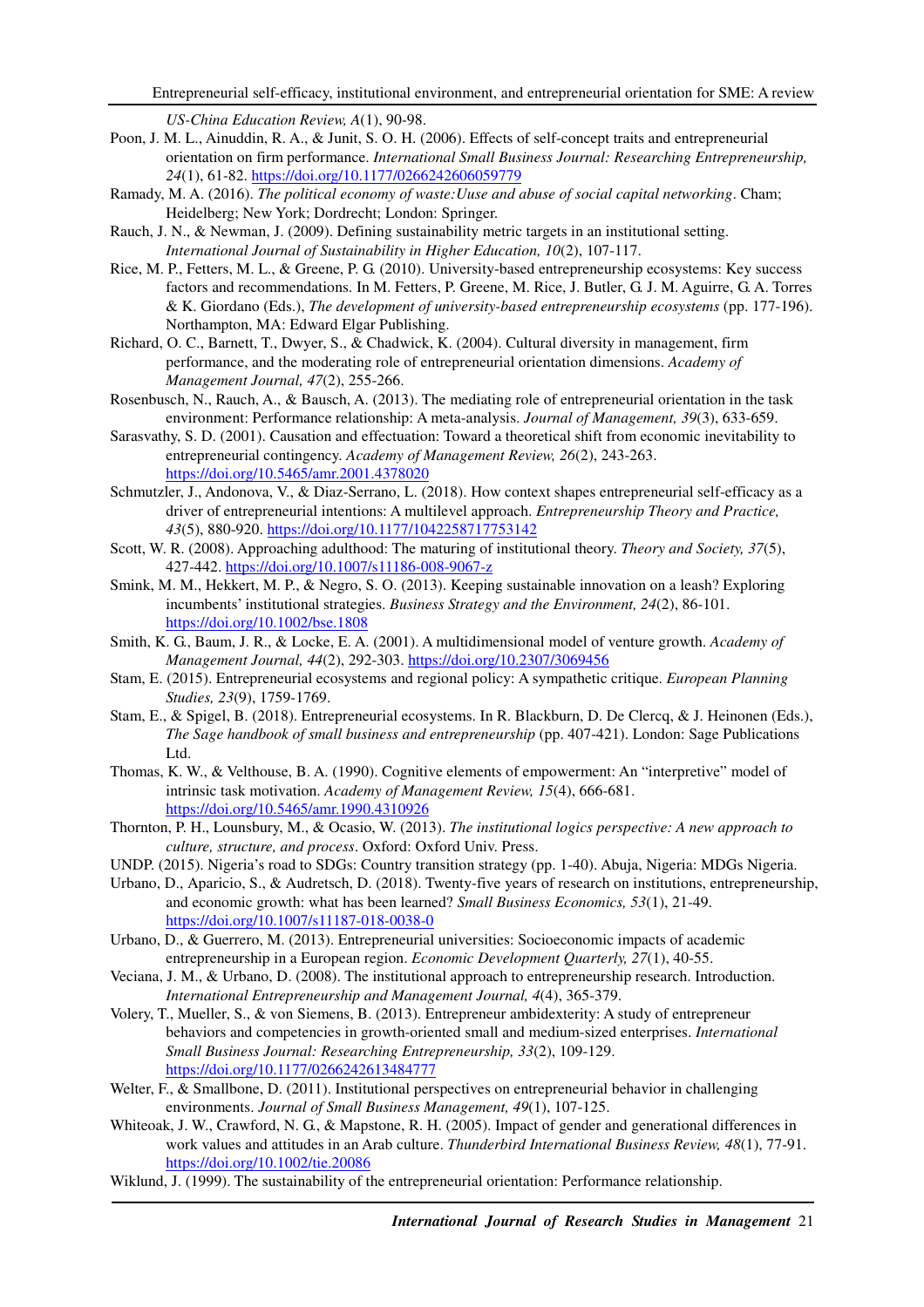*US-China Education Review, A*(1), 90-98.

Poon, J. M. L., Ainuddin, R. A., & Junit, S. O. H. (2006). Effects of self-concept traits and entrepreneurial orientation on firm performance. *International Small Business Journal: Researching Entrepreneurship, 24*(1), 61-82. https://doi.org/10.1177/0266242606059779

Ramady, M. A. (2016). *The political economy of waste:Use and abuse of social capital networking*. Cham; Heidelberg; New York; Dordrecht; London: Springer.

Rauch, J. N., & Newman, J. (2009). Defining sustainability metric targets in an institutional setting. *International Journal of Sustainability in Higher Education, 10*(2), 107-117.

Rice, M. P., Fetters, M. L., & Greene, P. G. (2010). University-based entrepreneurship ecosystems: Key success factors and recommendations. In M. Fetters, P. Greene, M. Rice, J. Butler, G. J. M. Aguirre, G. A. Torres & K. Giordano (Eds.), *The development of university-based entrepreneurship ecosystems* (pp. 177-196). Northampton, MA: Edward Elgar Publishing.

Richard, O. C., Barnett, T., Dwyer, S., & Chadwick, K. (2004). Cultural diversity in management, firm performance, and the moderating role of entrepreneurial orientation dimensions. *Academy of Management Journal, 47*(2), 255-266.

Rosenbusch, N., Rauch, A., & Bausch, A. (2013). The mediating role of entrepreneurial orientation in the task environment: Performance relationship: A meta-analysis. *Journal of Management, 39*(3), 633-659.

Sarasvathy, S. D. (2001). Causation and effectuation: Toward a theoretical shift from economic inevitability to entrepreneurial contingency. *Academy of Management Review, 26*(2), 243-263. https://doi.org/10.5465/amr.2001.4378020

Schmutzler, J., Andonova, V., & Diaz-Serrano, L. (2018). How context shapes entrepreneurial self-efficacy as a driver of entrepreneurial intentions: A multilevel approach. *Entrepreneurship Theory and Practice, 43*(5), 880-920. https://doi.org/10.1177/1042258717753142

Scott, W. R. (2008). Approaching adulthood: The maturing of institutional theory. *Theory and Society, 37*(5), 427-442. https://doi.org/10.1007/s11186-008-9067-z

Smink, M. M., Hekkert, M. P., & Negro, S. O. (2013). Keeping sustainable innovation on a leash? Exploring incumbents' institutional strategies. *Business Strategy and the Environment, 24*(2), 86-101. https://doi.org/10.1002/bse.1808

Smith, K. G., Baum, J. R., & Locke, E. A. (2001). A multidimensional model of venture growth. *Academy of Management Journal, 44*(2), 292-303. https://doi.org/10.2307/3069456

Stam, E. (2015). Entrepreneurial ecosystems and regional policy: A sympathetic critique. *European Planning Studies, 23*(9), 1759-1769.

Stam, E., & Spigel, B. (2018). Entrepreneurial ecosystems. In R. Blackburn, D. De Clercq, & J. Heinonen (Eds.), *The Sage handbook of small business and entrepreneurship* (pp. 407-421). London: Sage Publications Ltd.

Thomas, K. W., & Velthouse, B. A. (1990). Cognitive elements of empowerment: An "interpretive" model of intrinsic task motivation. *Academy of Management Review, 15*(4), 666-681. https://doi.org/10.5465/amr.1990.4310926

Thornton, P. H., Lounsbury, M., & Ocasio, W. (2013). *The institutional logics perspective: A new approach to culture, structure, and process*. Oxford: Oxford Univ. Press.

UNDP. (2015). Nigeria's road to SDGs: Country transition strategy (pp. 1-40). Abuja, Nigeria: MDGs Nigeria.

Urbano, D., Aparicio, S., & Audretsch, D. (2018). Twenty-five years of research on institutions, entrepreneurship, and economic growth: what has been learned? *Small Business Economics, 53*(1), 21-49. https://doi.org/10.1007/s11187-018-0038-0

Urbano, D., & Guerrero, M. (2013). Entrepreneurial universities: Socioeconomic impacts of academic entrepreneurship in a European region. *Economic Development Quarterly, 27*(1), 40-55.

Veciana, J. M., & Urbano, D. (2008). The institutional approach to entrepreneurship research. Introduction. *International Entrepreneurship and Management Journal, 4*(4), 365-379.

Volery, T., Mueller, S., & von Siemens, B. (2013). Entrepreneur ambidexterity: A study of entrepreneur behaviors and competencies in growth-oriented small and medium-sized enterprises. *International Small Business Journal: Researching Entrepreneurship, 33*(2), 109-129. https://doi.org/10.1177/0266242613484777

Welter, F., & Smallbone, D. (2011). Institutional perspectives on entrepreneurial behavior in challenging environments. *Journal of Small Business Management, 49*(1), 107-125.

Whiteoak, J. W., Crawford, N. G., & Mapstone, R. H. (2005). Impact of gender and generational differences in work values and attitudes in an Arab culture. *Thunderbird International Business Review, 48*(1), 77-91. https://doi.org/10.1002/tie.20086

Wiklund, J. (1999). The sustainability of the entrepreneurial orientation: Performance relationship.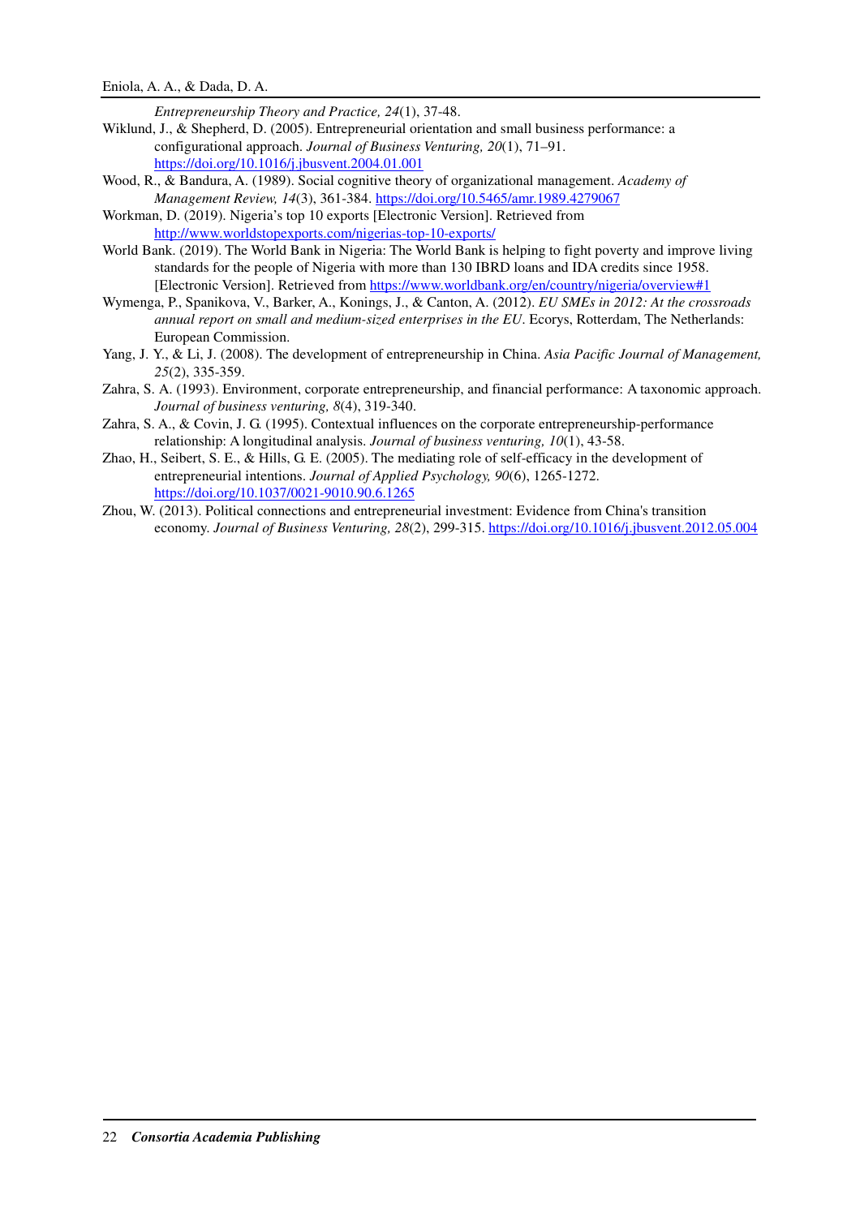*Entrepreneurship Theory and Practice, 24*(1), 37-48.

Wiklund, J., & Shepherd, D. (2005). Entrepreneurial orientation and small business performance: a configurational approach. *Journal of Business Venturing, 20*(1), 71–91. https://doi.org/10.1016/j.jbusvent.2004.01.001

Wood, R., & Bandura, A. (1989). Social cognitive theory of organizational management. *Academy of Management Review, 14*(3), 361-384. https://doi.org/10.5465/amr.1989.4279067

Workman, D. (2019). Nigeria's top 10 exports [Electronic Version]. Retrieved from http://www.worldstopexports.com/nigerias-top-10-exports/

World Bank. (2019). The World Bank in Nigeria: The World Bank is helping to fight poverty and improve living standards for the people of Nigeria with more than 130 IBRD loans and IDA credits since 1958. [Electronic Version]. Retrieved from https://www.worldbank.org/en/country/nigeria/overview#1

Wymenga, P., Spanikova, V., Barker, A., Konings, J., & Canton, A. (2012). *EU SMEs in 2012: At the crossroads annual report on small and medium-sized enterprises in the EU*. Ecorys, Rotterdam, The Netherlands: European Commission.

Yang, J. Y., & Li, J. (2008). The development of entrepreneurship in China. *Asia Pacific Journal of Management, 25*(2), 335-359.

Zahra, S. A. (1993). Environment, corporate entrepreneurship, and financial performance: A taxonomic approach. *Journal of business venturing, 8*(4), 319-340.

Zahra, S. A., & Covin, J. G. (1995). Contextual influences on the corporate entrepreneurship-performance relationship: A longitudinal analysis. *Journal of business venturing, 10*(1), 43-58.

Zhao, H., Seibert, S. E., & Hills, G. E. (2005). The mediating role of self-efficacy in the development of entrepreneurial intentions. *Journal of Applied Psychology, 90*(6), 1265-1272. https://doi.org/10.1037/0021-9010.90.6.1265

Zhou, W. (2013). Political connections and entrepreneurial investment: Evidence from China's transition economy. *Journal of Business Venturing, 28*(2), 299-315. https://doi.org/10.1016/j.jbusvent.2012.05.004